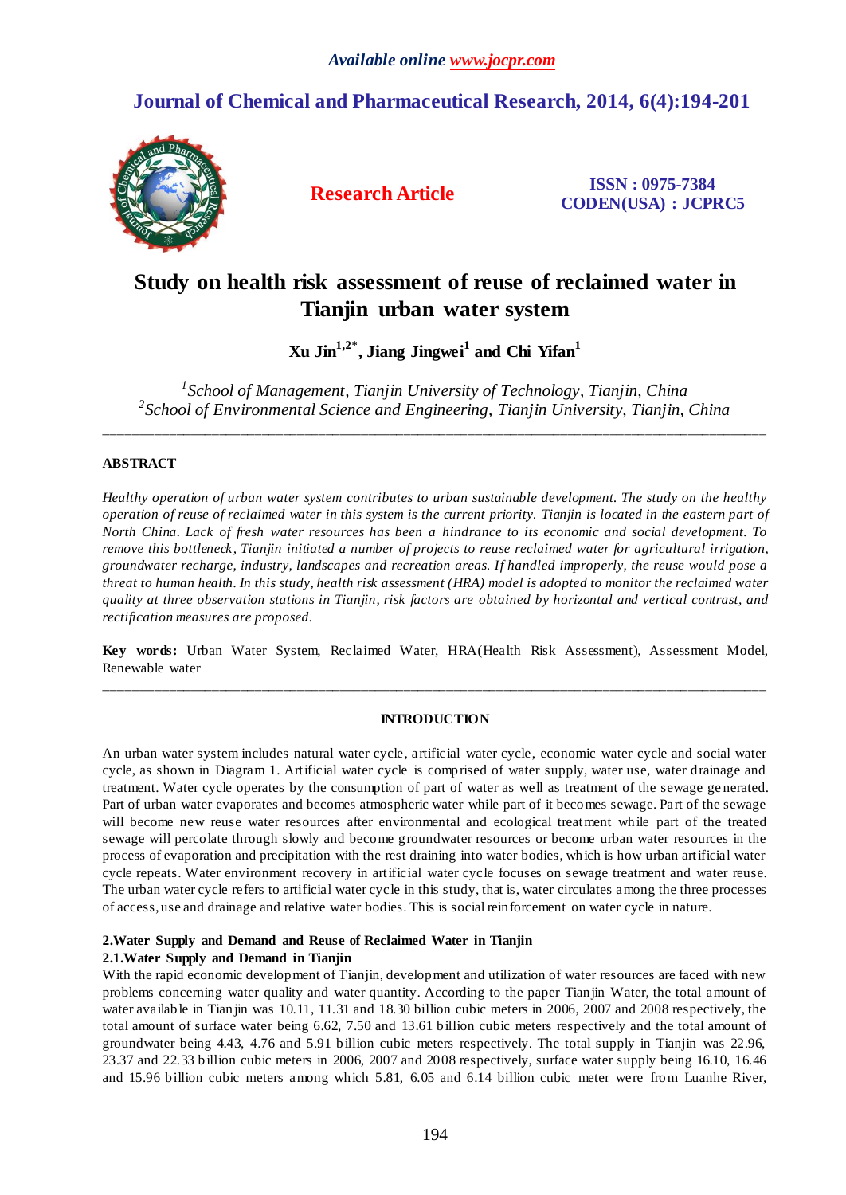*Available online www.jocpr.com*

## Journal of Chemical and Pharmaceutical Research, 2014, 6(4):194-201

**Research Article**

**ISSN : 0975-7384**
**CODEN(USA) : JCPRC5**

# Study on health risk assessment of reuse of reclaimed water in Tianjin urban water system

**Xu Jin[1,2*], Jiang Jingwei[1] and Chi Yifan[1]**

*[1]School of Management, Tianjin University of Technology, Tianjin, China*
*[2]School of Environmental Science and Engineering, Tianjin University, Tianjin, China*

---

**ABSTRACT**

*Healthy operation of urban water system contributes to urban sustainable development. The study on the healthy operation of reuse of reclaimed water in this system is the current priority. Tianjin is located in the eastern part of North China. Lack of fresh water resources has been a hindrance to its economic and social development. To remove this bottleneck, Tianjin initiated a number of projects to reuse reclaimed water for agricultural irrigation, groundwater recharge, industry, landscapes and recreation areas. If handled improperly, the reuse would pose a threat to human health. In this study, health risk assessment (HRA) model is adopted to monitor the reclaimed water quality at three observation stations in Tianjin, risk factors are obtained by horizontal and vertical contrast, and rectification measures are proposed.*

**Key words:** Urban Water System, Reclaimed Water, HRA(Health Risk Assessment), Assessment Model, Renewable water

---

**INTRODUCTION**

An urban water system includes natural water cycle, artificial water cycle, economic water cycle and social water cycle, as shown in Diagram 1. Artificial water cycle is comprised of water supply, water use, water drainage and treatment. Water cycle operates by the consumption of part of water as well as treatment of the sewage generated. Part of urban water evaporates and becomes atmospheric water while part of it becomes sewage. Part of the sewage will become new reuse water resources after environmental and ecological treatment while part of the treated sewage will percolate through slowly and become groundwater resources or become urban water resources in the process of evaporation and precipitation with the rest draining into water bodies, which is how urban artificial water cycle repeats. Water environment recovery in artificial water cycle focuses on sewage treatment and water reuse. The urban water cycle refers to artificial water cycle in this study, that is, water circulates among the three processes of access, use and drainage and relative water bodies. This is social reinforcement on water cycle in nature.

**2.Water Supply and Demand and Reuse of Reclaimed Water in Tianjin**

**2.1.Water Supply and Demand in Tianjin**

With the rapid economic development of Tianjin, development and utilization of water resources are faced with new problems concerning water quality and water quantity. According to the paper Tianjin Water, the total amount of water available in Tianjin was 10.11, 11.31 and 18.30 billion cubic meters in 2006, 2007 and 2008 respectively, the total amount of surface water being 6.62, 7.50 and 13.61 billion cubic meters respectively and the total amount of groundwater being 4.43, 4.76 and 5.91 billion cubic meters respectively. The total supply in Tianjin was 22.96, 23.37 and 22.33 billion cubic meters in 2006, 2007 and 2008 respectively, surface water supply being 16.10, 16.46 and 15.96 billion cubic meters among which 5.81, 6.05 and 6.14 billion cubic meter were from Luanhe River,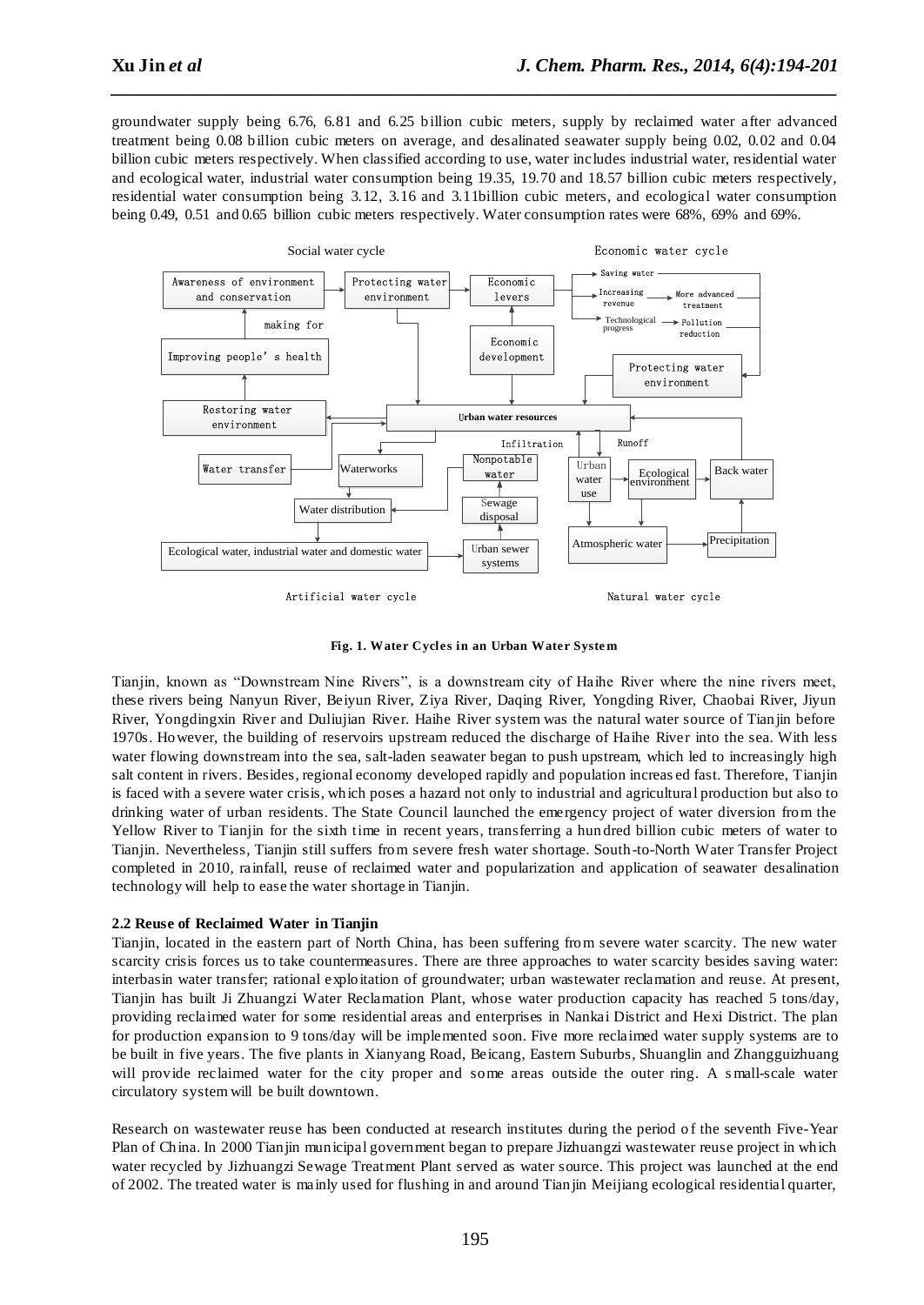groundwater supply being 6.76, 6.81 and 6.25 billion cubic meters, supply by reclaimed water after advanced treatment being 0.08 billion cubic meters on average, and desalinated seawater supply being 0.02, 0.02 and 0.04 billion cubic meters respectively. When classified according to use, water includes industrial water, residential water and ecological water, industrial water consumption being 19.35, 19.70 and 18.57 billion cubic meters respectively, residential water consumption being 3.12, 3.16 and 3.11billion cubic meters, and ecological water consumption being 0.49, 0.51 and 0.65 billion cubic meters respectively. Water consumption rates were 68%, 69% and 69%.

**Fig. 1. Water Cycles in an Urban Water System**

Tianjin, known as "Downstream Nine Rivers", is a downstream city of Haihe River where the nine rivers meet, these rivers being Nanyun River, Beiyun River, Ziya River, Daqing River, Yongding River, Chaobai River, Jiyun River, Yongdingxin River and Duliujian River. Haihe River system was the natural water source of Tianjin before 1970s. However, the building of reservoirs upstream reduced the discharge of Haihe River into the sea. With less water flowing downstream into the sea, salt-laden seawater began to push upstream, which led to increasingly high salt content in rivers. Besides, regional economy developed rapidly and population increased fast. Therefore, Tianjin is faced with a severe water crisis, which poses a hazard not only to industrial and agricultural production but also to drinking water of urban residents. The State Council launched the emergency project of water diversion from the Yellow River to Tianjin for the sixth time in recent years, transferring a hundred billion cubic meters of water to Tianjin. Nevertheless, Tianjin still suffers from severe fresh water shortage. South-to-North Water Transfer Project completed in 2010, rainfall, reuse of reclaimed water and popularization and application of seawater desalination technology will help to ease the water shortage in Tianjin.

**2.2 Reuse of Reclaimed Water in Tianjin**

Tianjin, located in the eastern part of North China, has been suffering from severe water scarcity. The new water scarcity crisis forces us to take countermeasures. There are three approaches to water scarcity besides saving water: interbasin water transfer; rational exploitation of groundwater; urban wastewater reclamation and reuse. At present, Tianjin has built Ji Zhuangzi Water Reclamation Plant, whose water production capacity has reached 5 tons/day, providing reclaimed water for some residential areas and enterprises in Nankai District and Hexi District. The plan for production expansion to 9 tons/day will be implemented soon. Five more reclaimed water supply systems are to be built in five years. The five plants in Xianyang Road, Beicang, Eastern Suburbs, Shuanglin and Zhangguizhuang will provide reclaimed water for the city proper and some areas outside the outer ring. A small-scale water circulatory system will be built downtown.

Research on wastewater reuse has been conducted at research institutes during the period of the seventh Five-Year Plan of China. In 2000 Tianjin municipal government began to prepare Jizhuangzi wastewater reuse project in which water recycled by Jizhuangzi Sewage Treatment Plant served as water source. This project was launched at the end of 2002. The treated water is mainly used for flushing in and around Tianjin Meijiang ecological residential quarter,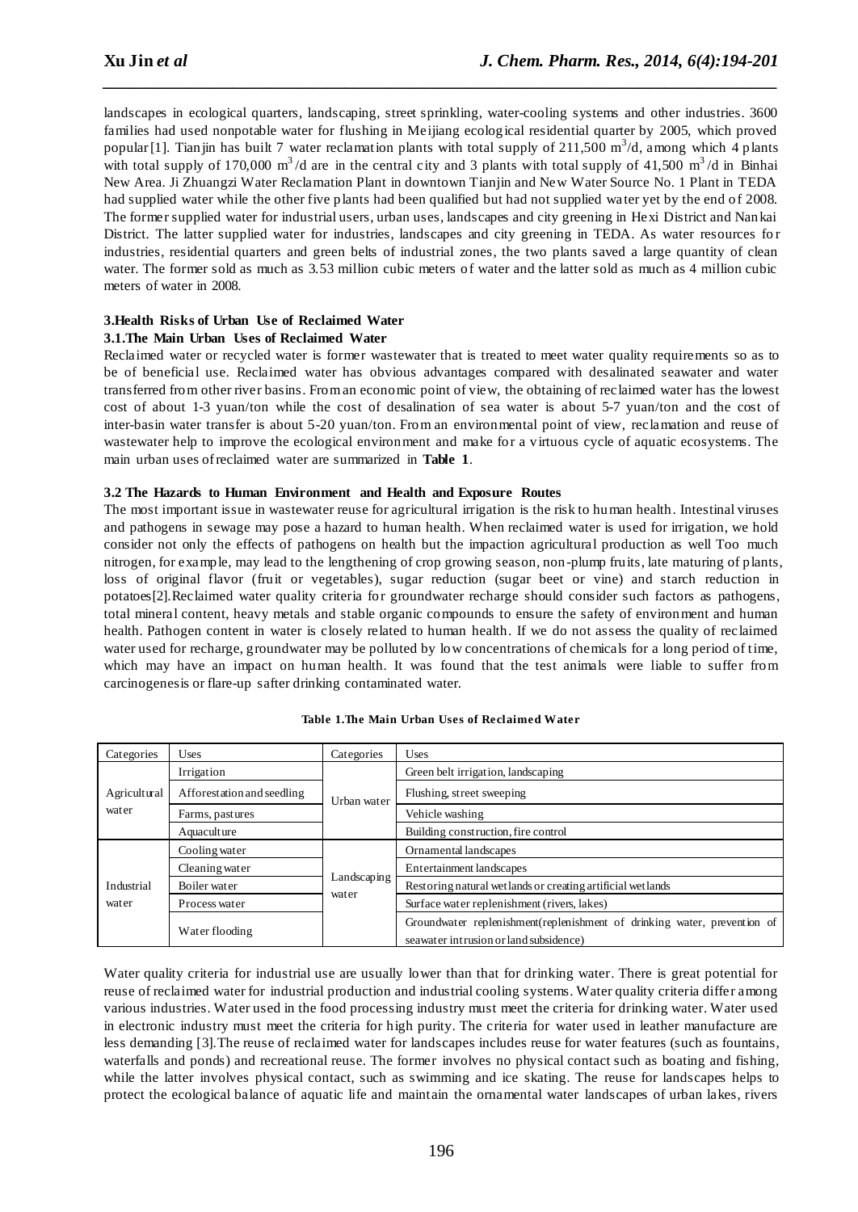landscapes in ecological quarters, landscaping, street sprinkling, water-cooling systems and other industries. 3600 families had used nonpotable water for flushing in Meijiang ecological residential quarter by 2005, which proved popular[1]. Tianjin has built 7 water reclamation plants with total supply of 211,500 $m^3$/d, among which 4 plants with total supply of 170,000 $m^3$/d are in the central city and 3 plants with total supply of 41,500 $m^3$/d in Binhai New Area. Ji Zhuangzi Water Reclamation Plant in downtown Tianjin and New Water Source No. 1 Plant in TEDA had supplied water while the other five plants had been qualified but had not supplied water yet by the end of 2008. The former supplied water for industrial users, urban uses, landscapes and city greening in Hexi District and Nankai District. The latter supplied water for industries, landscapes and city greening in TEDA. As water resources for industries, residential quarters and green belts of industrial zones, the two plants saved a large quantity of clean water. The former sold as much as 3.53 million cubic meters of water and the latter sold as much as 4 million cubic meters of water in 2008.

### 3.Health Risks of Urban Use of Reclaimed Water

#### 3.1.The Main Urban Uses of Reclaimed Water

Reclaimed water or recycled water is former wastewater that is treated to meet water quality requirements so as to be of beneficial use. Reclaimed water has obvious advantages compared with desalinated seawater and water transferred from other river basins. From an economic point of view, the obtaining of reclaimed water has the lowest cost of about 1-3 yuan/ton while the cost of desalination of sea water is about 5-7 yuan/ton and the cost of inter-basin water transfer is about 5-20 yuan/ton. From an environmental point of view, reclamation and reuse of wastewater help to improve the ecological environment and make for a virtuous cycle of aquatic ecosystems. The main urban uses of reclaimed water are summarized in **Table 1**.

#### 3.2 The Hazards to Human Environment and Health and Exposure Routes

The most important issue in wastewater reuse for agricultural irrigation is the risk to human health. Intestinal viruses and pathogens in sewage may pose a hazard to human health. When reclaimed water is used for irrigation, we hold consider not only the effects of pathogens on health but the impaction agricultural production as well Too much nitrogen, for example, may lead to the lengthening of crop growing season, non-plump fruits, late maturing of plants, loss of original flavor (fruit or vegetables), sugar reduction (sugar beet or vine) and starch reduction in potatoes[2].Reclaimed water quality criteria for groundwater recharge should consider such factors as pathogens, total mineral content, heavy metals and stable organic compounds to ensure the safety of environment and human health. Pathogen content in water is closely related to human health. If we do not assess the quality of reclaimed water used for recharge, groundwater may be polluted by low concentrations of chemicals for a long period of time, which may have an impact on human health. It was found that the test animals were liable to suffer from carcinogenesis or flare-up safter drinking contaminated water.

**Table 1.The Main Urban Uses of Reclaimed Water**

| Categories | Uses | Categories | Uses |
|---|---|---|---|
| Agricultural water | Irrigation | Urban water | Green belt irrigation, landscaping |
| | Afforestation and seedling | | Flushing, street sweeping |
| | Farms, pastures | | Vehicle washing |
| | Aquaculture | | Building construction, fire control |
| Industrial water | Cooling water | Landscaping water | Ornamental landscapes |
| | Cleaning water | | Entertainment landscapes |
| | Boiler water | | Restoring natural wetlands or creating artificial wetlands |
| | Process water | | Surface water replenishment (rivers, lakes) |
| | Water flooding | | Groundwater replenishment(replenishment of drinking water, prevention of seawater intrusion or land subsidence) |

Water quality criteria for industrial use are usually lower than that for drinking water. There is great potential for reuse of reclaimed water for industrial production and industrial cooling systems. Water quality criteria differ among various industries. Water used in the food processing industry must meet the criteria for drinking water. Water used in electronic industry must meet the criteria for high purity. The criteria for water used in leather manufacture are less demanding [3].The reuse of reclaimed water for landscapes includes reuse for water features (such as fountains, waterfalls and ponds) and recreational reuse. The former involves no physical contact such as boating and fishing, while the latter involves physical contact, such as swimming and ice skating. The reuse for landscapes helps to protect the ecological balance of aquatic life and maintain the ornamental water landscapes of urban lakes, rivers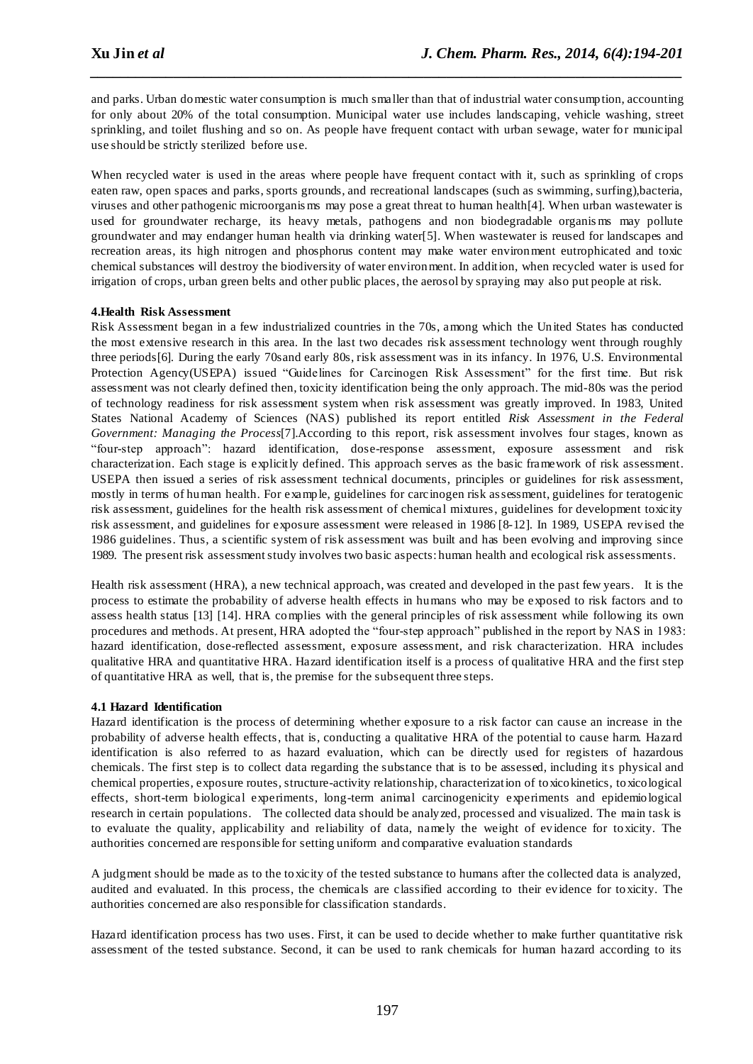and parks. Urban domestic water consumption is much smaller than that of industrial water consumption, accounting for only about 20% of the total consumption. Municipal water use includes landscaping, vehicle washing, street sprinkling, and toilet flushing and so on. As people have frequent contact with urban sewage, water for municipal use should be strictly sterilized before use.

When recycled water is used in the areas where people have frequent contact with it, such as sprinkling of crops eaten raw, open spaces and parks, sports grounds, and recreational landscapes (such as swimming, surfing),bacteria, viruses and other pathogenic microorganisms may pose a great threat to human health[4]. When urban wastewater is used for groundwater recharge, its heavy metals, pathogens and non biodegradable organisms may pollute groundwater and may endanger human health via drinking water[5]. When wastewater is reused for landscapes and recreation areas, its high nitrogen and phosphorus content may make water environment eutrophicated and toxic chemical substances will destroy the biodiversity of water environment. In addition, when recycled water is used for irrigation of crops, urban green belts and other public places, the aerosol by spraying may also put people at risk.

#### 4.Health Risk Assessment

Risk Assessment began in a few industrialized countries in the 70s, among which the United States has conducted the most extensive research in this area. In the last two decades risk assessment technology went through roughly three periods[6]. During the early 70sand early 80s, risk assessment was in its infancy. In 1976, U.S. Environmental Protection Agency(USEPA) issued "Guidelines for Carcinogen Risk Assessment" for the first time. But risk assessment was not clearly defined then, toxicity identification being the only approach. The mid-80s was the period of technology readiness for risk assessment system when risk assessment was greatly improved. In 1983, United States National Academy of Sciences (NAS) published its report entitled *Risk Assessment in the Federal Government: Managing the Process*[7].According to this report, risk assessment involves four stages, known as "four-step approach": hazard identification, dose-response assessment, exposure assessment and risk characterization. Each stage is explicitly defined. This approach serves as the basic framework of risk assessment. USEPA then issued a series of risk assessment technical documents, principles or guidelines for risk assessment, mostly in terms of human health. For example, guidelines for carcinogen risk assessment, guidelines for teratogenic risk assessment, guidelines for the health risk assessment of chemical mixtures, guidelines for development toxicity risk assessment, and guidelines for exposure assessment were released in 1986 [8-12]. In 1989, USEPA revised the 1986 guidelines. Thus, a scientific system of risk assessment was built and has been evolving and improving since 1989. The present risk assessment study involves two basic aspects: human health and ecological risk assessments.

Health risk assessment (HRA), a new technical approach, was created and developed in the past few years. It is the process to estimate the probability of adverse health effects in humans who may be exposed to risk factors and to assess health status [13] [14]. HRA complies with the general principles of risk assessment while following its own procedures and methods. At present, HRA adopted the "four-step approach" published in the report by NAS in 1983: hazard identification, dose-reflected assessment, exposure assessment, and risk characterization. HRA includes qualitative HRA and quantitative HRA. Hazard identification itself is a process of qualitative HRA and the first step of quantitative HRA as well, that is, the premise for the subsequent three steps.

#### 4.1 Hazard Identification

Hazard identification is the process of determining whether exposure to a risk factor can cause an increase in the probability of adverse health effects, that is, conducting a qualitative HRA of the potential to cause harm. Hazard identification is also referred to as hazard evaluation, which can be directly used for registers of hazardous chemicals. The first step is to collect data regarding the substance that is to be assessed, including its physical and chemical properties, exposure routes, structure-activity relationship, characterization of toxicokinetics, toxicological effects, short-term biological experiments, long-term animal carcinogenicity experiments and epidemiological research in certain populations. The collected data should be analyzed, processed and visualized. The main task is to evaluate the quality, applicability and reliability of data, namely the weight of evidence for toxicity. The authorities concerned are responsible for setting uniform and comparative evaluation standards

A judgment should be made as to the toxicity of the tested substance to humans after the collected data is analyzed, audited and evaluated. In this process, the chemicals are classified according to their evidence for toxicity. The authorities concerned are also responsible for classification standards.

Hazard identification process has two uses. First, it can be used to decide whether to make further quantitative risk assessment of the tested substance. Second, it can be used to rank chemicals for human hazard according to its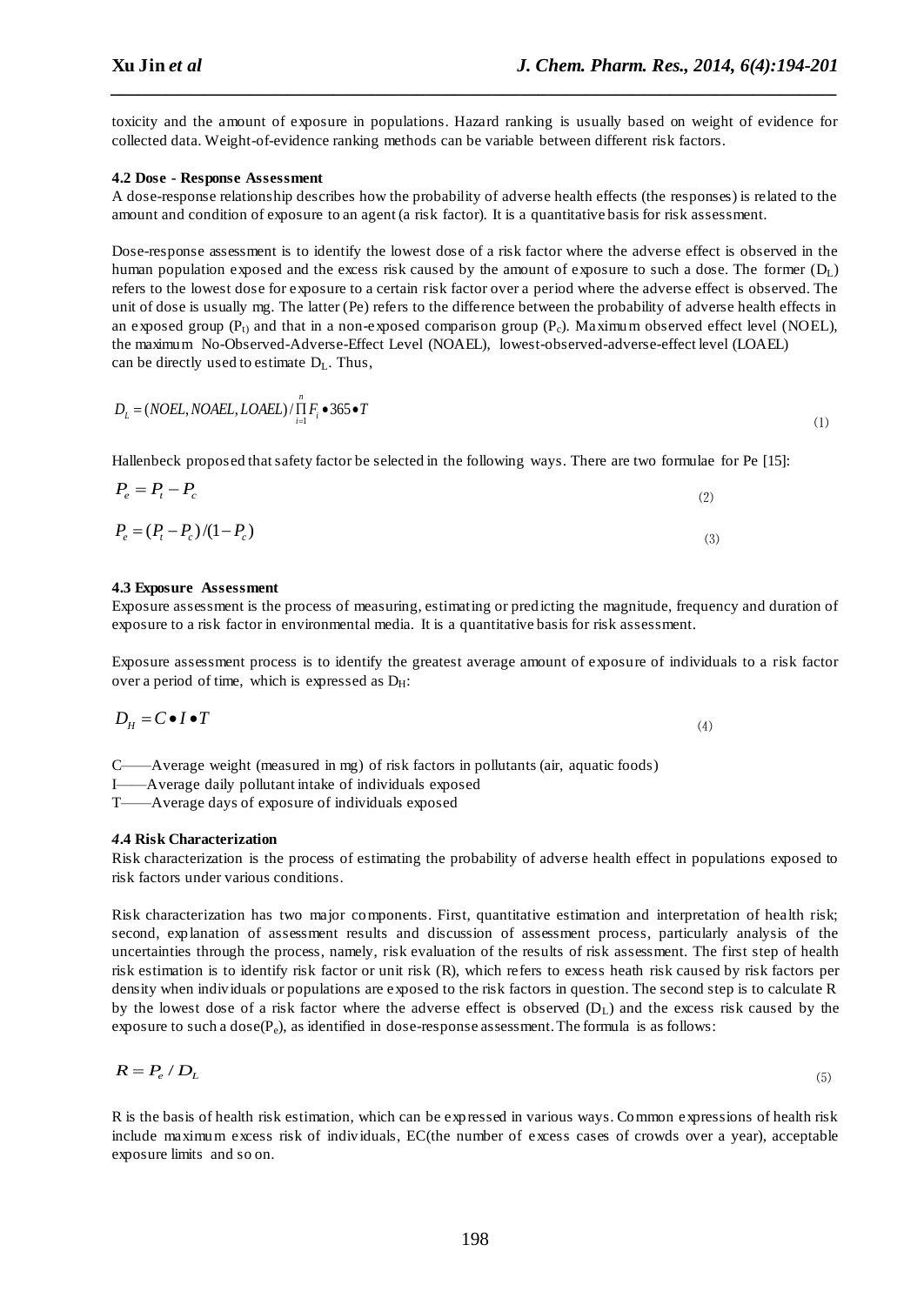toxicity and the amount of exposure in populations. Hazard ranking is usually based on weight of evidence for collected data. Weight-of-evidence ranking methods can be variable between different risk factors.

### 4.2 Dose - Response Assessment

A dose-response relationship describes how the probability of adverse health effects (the responses) is related to the amount and condition of exposure to an agent (a risk factor). It is a quantitative basis for risk assessment.

Dose-response assessment is to identify the lowest dose of a risk factor where the adverse effect is observed in the human population exposed and the excess risk caused by the amount of exposure to such a dose. The former ($D_L$) refers to the lowest dose for exposure to a certain risk factor over a period where the adverse effect is observed. The unit of dose is usually mg. The latter (Pe) refers to the difference between the probability of adverse health effects in an exposed group ($P_t$) and that in a non-exposed comparison group ($P_c$). Maximum observed effect level (NOEL), the maximum No-Observed-Adverse-Effect Level (NOAEL), lowest-observed-adverse-effect level (LOAEL) can be directly used to estimate $D_L$. Thus,

$$D_L = (NOEL, NOAEL, LOAEL) / \prod_{i=1}^{n} F_i \bullet 365 \bullet T \tag{1}$$

Hallenbeck proposed that safety factor be selected in the following ways. There are two formulae for Pe [15]:

$$P_e = P_t - P_c \tag{2}$$

$$P_e = (P_t - P_c)/(1 - P_c) \tag{3}$$

### 4.3 Exposure Assessment

Exposure assessment is the process of measuring, estimating or predicting the magnitude, frequency and duration of exposure to a risk factor in environmental media. It is a quantitative basis for risk assessment.

Exposure assessment process is to identify the greatest average amount of exposure of individuals to a risk factor over a period of time, which is expressed as $D_H$:

$$D_H = C \bullet I \bullet T \tag{4}$$

C——Average weight (measured in mg) of risk factors in pollutants (air, aquatic foods)
I——Average daily pollutant intake of individuals exposed
T——Average days of exposure of individuals exposed

### 4.4 Risk Characterization

Risk characterization is the process of estimating the probability of adverse health effect in populations exposed to risk factors under various conditions.

Risk characterization has two major components. First, quantitative estimation and interpretation of health risk; second, explanation of assessment results and discussion of assessment process, particularly analysis of the uncertainties through the process, namely, risk evaluation of the results of risk assessment. The first step of health risk estimation is to identify risk factor or unit risk (R), which refers to excess heath risk caused by risk factors per density when individuals or populations are exposed to the risk factors in question. The second step is to calculate R by the lowest dose of a risk factor where the adverse effect is observed ($D_L$) and the excess risk caused by the exposure to such a dose($P_e$), as identified in dose-response assessment. The formula is as follows:

$$R = P_e / D_L \tag{5}$$

R is the basis of health risk estimation, which can be expressed in various ways. Common expressions of health risk include maximum excess risk of individuals, EC(the number of excess cases of crowds over a year), acceptable exposure limits and so on.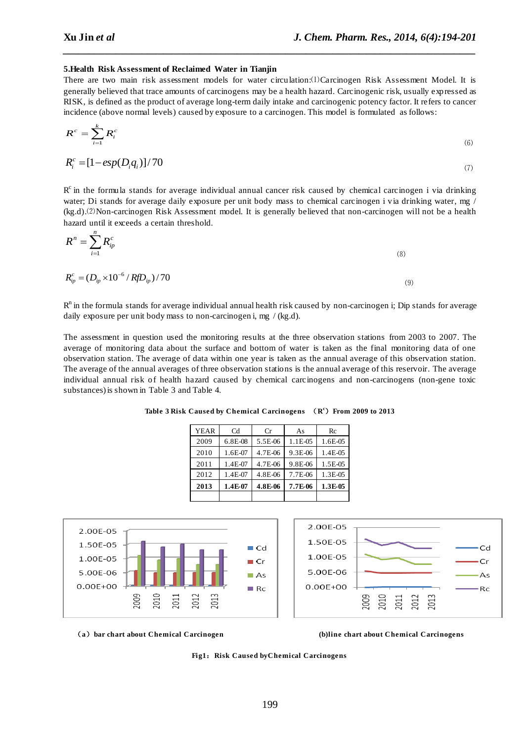**5.Health Risk Assessment of Reclaimed Water in Tianjin**

There are two main risk assessment models for water circulation:⑴Carcinogen Risk Assessment Model. It is generally believed that trace amounts of carcinogens may be a health hazard. Carcinogenic risk, usually expressed as RISK, is defined as the product of average long-term daily intake and carcinogenic potency factor. It refers to cancer incidence (above normal levels) caused by exposure to a carcinogen. This model is formulated as follows:

$$R^c = \sum_{i=1}^{k} R_i^c \tag{6}$$

$$R_i^c = [1 - esp(D_i q_i)] / 70 \tag{7}$$

$R^c$ in the formula stands for average individual annual cancer risk caused by chemical carcinogen i via drinking water; Di stands for average daily exposure per unit body mass to chemical carcinogen i via drinking water, mg / (kg.d).⑵Non-carcinogen Risk Assessment model. It is generally believed that non-carcinogen will not be a health hazard until it exceeds a certain threshold.

$$R^n = \sum_{i=1}^{n} R_{ip}^c \tag{8}$$

$$R_{ip}^c = (D_{ip} \times 10^{-6} / RfD_{ip}) / 70 \tag{9}$$

$R^n$ in the formula stands for average individual annual health risk caused by non-carcinogen i; Dip stands for average daily exposure per unit body mass to non-carcinogen i, mg / (kg.d).

The assessment in question used the monitoring results at the three observation stations from 2003 to 2007. The average of monitoring data about the surface and bottom of water is taken as the final monitoring data of one observation station. The average of data within one year is taken as the annual average of this observation station. The average of the annual averages of three observation stations is the annual average of this reservoir. The average individual annual risk of health hazard caused by chemical carcinogens and non-carcinogens (non-gene toxic substances) is shown in Table 3 and Table 4.

**Table 3 Risk Caused by Chemical Carcinogens （$R^c$）From 2009 to 2013**

| YEAR | Cd | Cr | As | Rc |
|---|---|---|---|---|
| 2009 | 6.8E-08 | 5.5E-06 | 1.1E-05 | 1.6E-05 |
| 2010 | 1.6E-07 | 4.7E-06 | 9.3E-06 | 1.4E-05 |
| 2011 | 1.4E-07 | 4.7E-06 | 9.8E-06 | 1.5E-05 |
| 2012 | 1.4E-07 | 4.8E-06 | 7.7E-06 | 1.3E-05 |
| **2013** | **1.4E-07** | **4.8E-06** | **7.7E-06** | **1.3E-05** |
| | | | | |

（a）bar chart about Chemical Carcinogen

(b)line chart about Chemical Carcinogens

**Fig1：Risk Caused byChemical Carcinogens**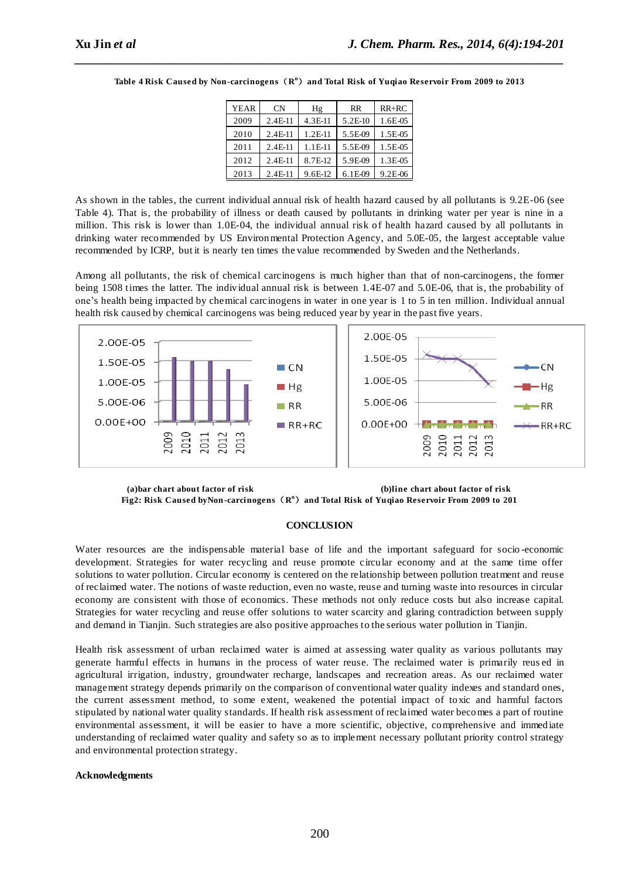**Table 4 Risk Caused by Non-carcinogens（$R^n$）and Total Risk of Yuqiao Reservoir From 2009 to 2013**

| YEAR | CN | Hg | RR | RR+RC |
|---|---|---|---|---|
| 2009 | 2.4E-11 | 4.3E-11 | 5.2E-10 | 1.6E-05 |
| 2010 | 2.4E-11 | 1.2E-11 | 5.5E-09 | 1.5E-05 |
| 2011 | 2.4E-11 | 1.1E-11 | 5.5E-09 | 1.5E-05 |
| 2012 | 2.4E-11 | 8.7E-12 | 5.9E-09 | 1.3E-05 |
| 2013 | 2.4E-11 | 9.6E-12 | 6.1E-09 | 9.2E-06 |

As shown in the tables, the current individual annual risk of health hazard caused by all pollutants is 9.2E-06 (see Table 4). That is, the probability of illness or death caused by pollutants in drinking water per year is nine in a million. This risk is lower than 1.0E-04, the individual annual risk of health hazard caused by all pollutants in drinking water recommended by US Environmental Protection Agency, and 5.0E-05, the largest acceptable value recommended by ICRP, but it is nearly ten times the value recommended by Sweden and the Netherlands.

Among all pollutants, the risk of chemical carcinogens is much higher than that of non-carcinogens, the former being 1508 times the latter. The individual annual risk is between 1.4E-07 and 5.0E-06, that is, the probability of one's health being impacted by chemical carcinogens in water in one year is 1 to 5 in ten million. Individual annual health risk caused by chemical carcinogens was being reduced year by year in the past five years.

(a)bar chart about factor of risk (b)line chart about factor of risk

**Fig2: Risk Caused byNon-carcinogens（$R^n$）and Total Risk of Yuqiao Reservoir From 2009 to 201**

## CONCLUSION

Water resources are the indispensable material base of life and the important safeguard for socio-economic development. Strategies for water recycling and reuse promote circular economy and at the same time offer solutions to water pollution. Circular economy is centered on the relationship between pollution treatment and reuse of reclaimed water. The notions of waste reduction, even no waste, reuse and turning waste into resources in circular economy are consistent with those of economics. These methods not only reduce costs but also increase capital. Strategies for water recycling and reuse offer solutions to water scarcity and glaring contradiction between supply and demand in Tianjin. Such strategies are also positive approaches to the serious water pollution in Tianjin.

Health risk assessment of urban reclaimed water is aimed at assessing water quality as various pollutants may generate harmful effects in humans in the process of water reuse. The reclaimed water is primarily reused in agricultural irrigation, industry, groundwater recharge, landscapes and recreation areas. As our reclaimed water management strategy depends primarily on the comparison of conventional water quality indexes and standard ones, the current assessment method, to some extent, weakened the potential impact of toxic and harmful factors stipulated by national water quality standards. If health risk assessment of reclaimed water becomes a part of routine environmental assessment, it will be easier to have a more scientific, objective, comprehensive and immediate understanding of reclaimed water quality and safety so as to implement necessary pollutant priority control strategy and environmental protection strategy.

**Acknowledgments**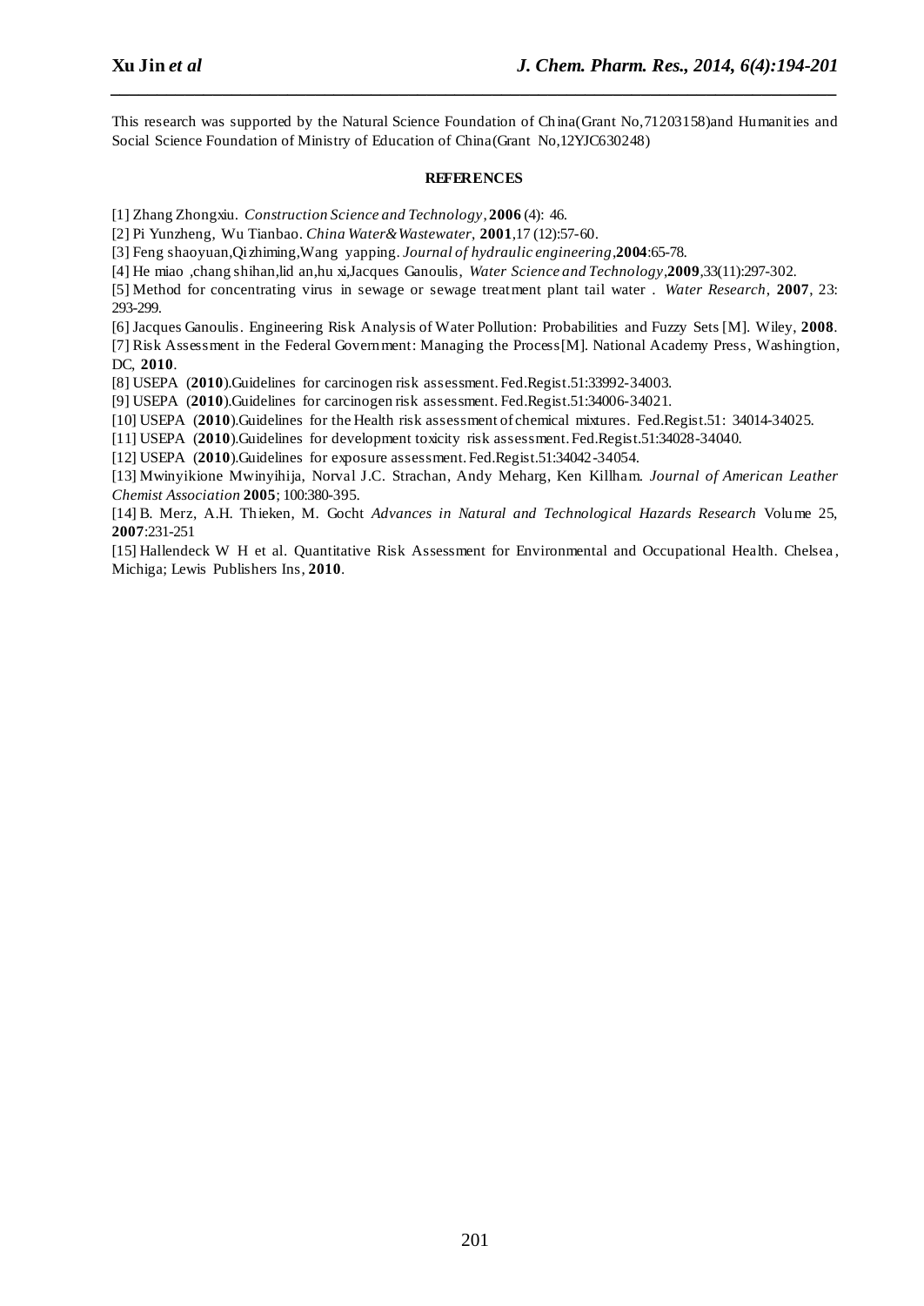This research was supported by the Natural Science Foundation of China(Grant No,71203158)and Humanities and Social Science Foundation of Ministry of Education of China(Grant No,12YJC630248)

## REFERENCES

[1] Zhang Zhongxiu. *Construction Science and Technology*, **2006** (4): 46.

[2] Pi Yunzheng, Wu Tianbao. *China Water&Wastewater*, **2001**,17 (12):57-60.

[3] Feng shaoyuan,Qi zhiming,Wang yapping. *Journal of hydraulic engineering*,**2004**:65-78.

[4] He miao ,chang shihan,lid an,hu xi,Jacques Ganoulis, *Water Science and Technology*,**2009**,33(11):297-302.

[5] Method for concentrating virus in sewage or sewage treatment plant tail water . *Water Research*, **2007**, 23: 293-299.

[6] Jacques Ganoulis. Engineering Risk Analysis of Water Pollution: Probabilities and Fuzzy Sets [M]. Wiley, **2008**.

[7] Risk Assessment in the Federal Government: Managing the Process[M]. National Academy Press, Washingtion, DC, **2010**.

[8] USEPA (**2010**).Guidelines for carcinogen risk assessment. Fed.Regist.51:33992-34003.

[9] USEPA (**2010**).Guidelines for carcinogen risk assessment. Fed.Regist.51:34006-34021.

[10] USEPA (**2010**).Guidelines for the Health risk assessment of chemical mixtures. Fed.Regist.51: 34014-34025.

[11] USEPA (**2010**).Guidelines for development toxicity risk assessment. Fed.Regist.51:34028-34040.

[12] USEPA (**2010**).Guidelines for exposure assessment. Fed.Regist.51:34042-34054.

[13] Mwinyikione Mwinyihija, Norval J.C. Strachan, Andy Meharg, Ken Killham. *Journal of American Leather Chemist Association* **2005**; 100:380-395.

[14] B. Merz, A.H. Thieken, M. Gocht *Advances in Natural and Technological Hazards Research* Volume 25, **2007**:231-251

[15] Hallendeck W H et al. Quantitative Risk Assessment for Environmental and Occupational Health. Chelsea, Michiga; Lewis Publishers Ins, **2010**.